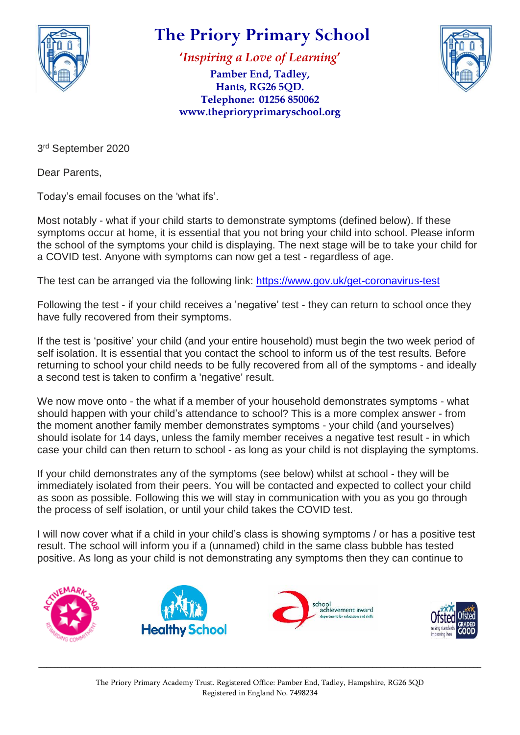# The Priory Primary School

*'Inspiring a Love of Learning'*

**Pamber End, Tadley,**
**Hants, RG26 5QD.**
**Telephone: 01256 850062**
**www.theprioryprimaryschool.org**

3rd September 2020

Dear Parents,

Today's email focuses on the 'what ifs'.

Most notably - what if your child starts to demonstrate symptoms (defined below). If these symptoms occur at home, it is essential that you not bring your child into school. Please inform the school of the symptoms your child is displaying. The next stage will be to take your child for a COVID test. Anyone with symptoms can now get a test - regardless of age.

The test can be arranged via the following link: https://www.gov.uk/get-coronavirus-test

Following the test - if your child receives a 'negative' test - they can return to school once they have fully recovered from their symptoms.

If the test is 'positive' your child (and your entire household) must begin the two week period of self isolation. It is essential that you contact the school to inform us of the test results. Before returning to school your child needs to be fully recovered from all of the symptoms - and ideally a second test is taken to confirm a 'negative' result.

We now move onto - the what if a member of your household demonstrates symptoms - what should happen with your child's attendance to school? This is a more complex answer - from the moment another family member demonstrates symptoms - your child (and yourselves) should isolate for 14 days, unless the family member receives a negative test result - in which case your child can then return to school - as long as your child is not displaying the symptoms.

If your child demonstrates any of the symptoms (see below) whilst at school - they will be immediately isolated from their peers. You will be contacted and expected to collect your child as soon as possible. Following this we will stay in communication with you as you go through the process of self isolation, or until your child takes the COVID test.

I will now cover what if a child in your child's class is showing symptoms / or has a positive test result. The school will inform you if a (unnamed) child in the same class bubble has tested positive. As long as your child is not demonstrating any symptoms then they can continue to

The Priory Primary Academy Trust. Registered Office: Pamber End, Tadley, Hampshire, RG26 5QD
Registered in England No. 7498234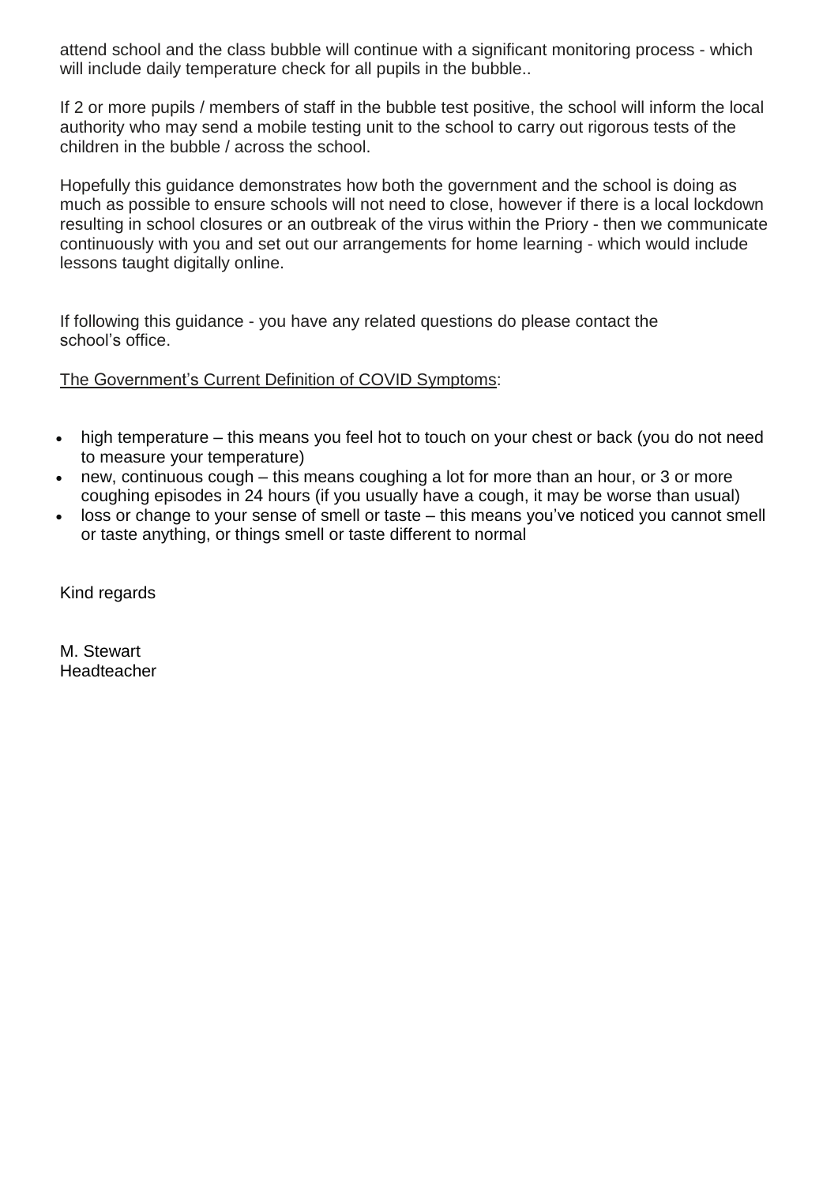attend school and the class bubble will continue with a significant monitoring process - which will include daily temperature check for all pupils in the bubble..

If 2 or more pupils / members of staff in the bubble test positive, the school will inform the local authority who may send a mobile testing unit to the school to carry out rigorous tests of the children in the bubble / across the school.

Hopefully this guidance demonstrates how both the government and the school is doing as much as possible to ensure schools will not need to close, however if there is a local lockdown resulting in school closures or an outbreak of the virus within the Priory - then we communicate continuously with you and set out our arrangements for home learning - which would include lessons taught digitally online.

If following this guidance - you have any related questions do please contact the school's office.

<u>The Government's Current Definition of COVID Symptoms</u>:

- high temperature – this means you feel hot to touch on your chest or back (you do not need to measure your temperature)
- new, continuous cough – this means coughing a lot for more than an hour, or 3 or more coughing episodes in 24 hours (if you usually have a cough, it may be worse than usual)
- loss or change to your sense of smell or taste – this means you've noticed you cannot smell or taste anything, or things smell or taste different to normal

Kind regards

M. Stewart
Headteacher